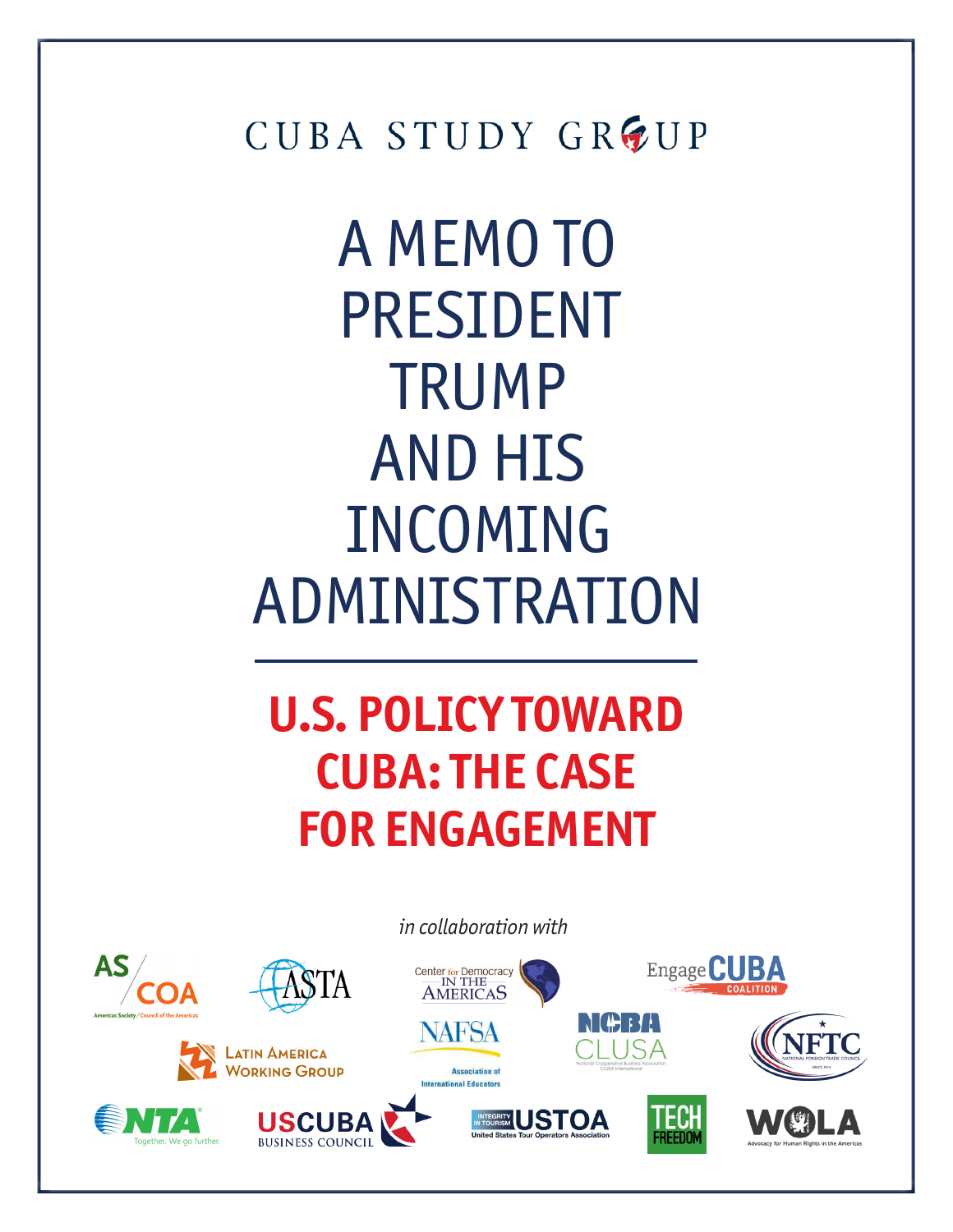CUBA STUDY GROUP

# A MEMO TO PRESIDENT TRUMP AND HIS INCOMING ADMINISTRATION

## U.S. POLICY TOWARD CUBA: THE CASE FOR ENGAGEMENT

*in collaboration with*

AS/COA Americas Society/Council of the Americas

ASTA

Center for Democracy in the Americas

Engage CUBA Coalition

Latin America Working Group

NAFSA Association of International Educators

NCBA CLUSA National Cooperative Business Association CLUSA International

NFTC National Foreign Trade Council Since 1914

NTA Together. We go further.

USCUBA Business Council

Integrity in Tourism USTOA United States Tour Operators Association

TECH FREEDOM

WOLA Advocacy for Human Rights in the Americas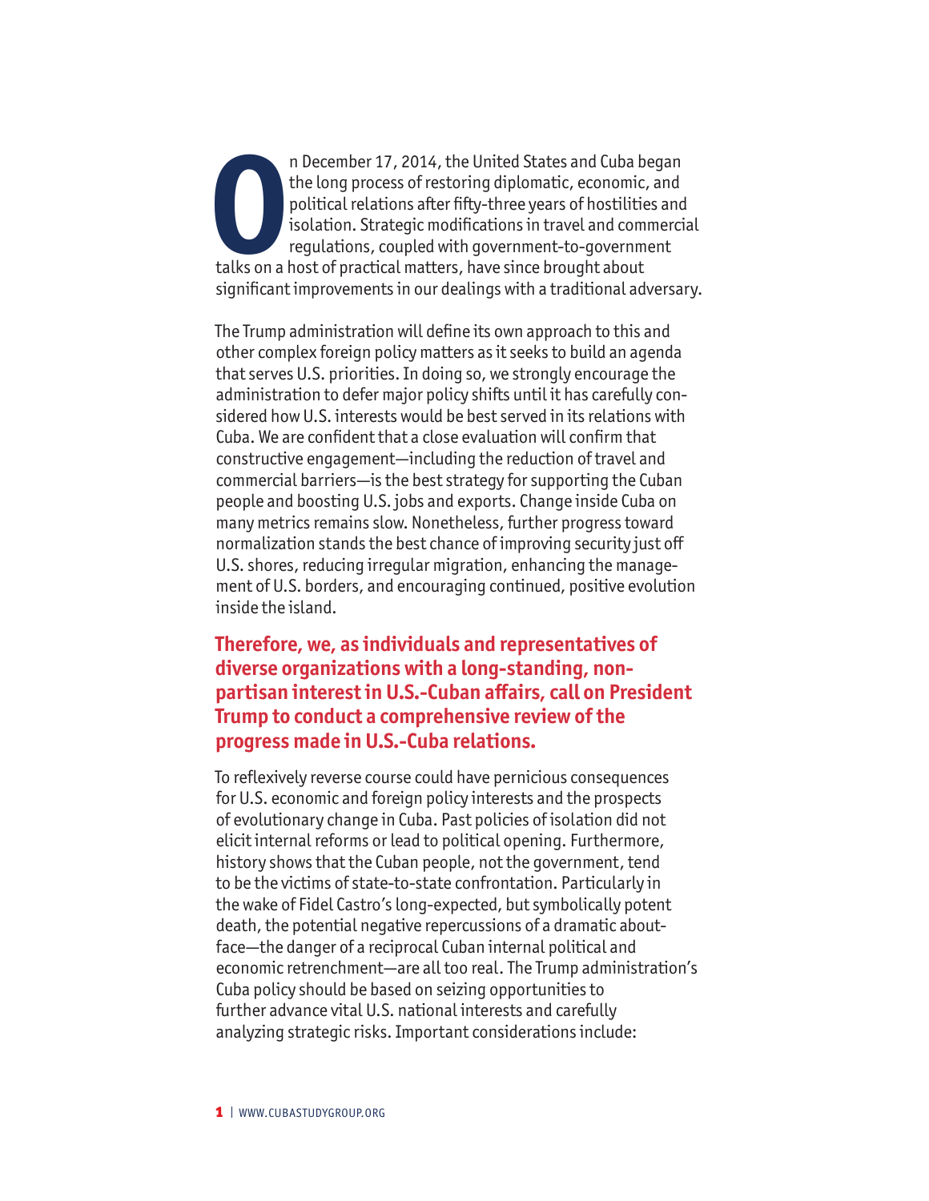On December 17, 2014, the United States and Cuba began the long process of restoring diplomatic, economic, and political relations after fifty-three years of hostilities and isolation. Strategic modifications in travel and commercial regulations, coupled with government-to-government talks on a host of practical matters, have since brought about significant improvements in our dealings with a traditional adversary.

The Trump administration will define its own approach to this and other complex foreign policy matters as it seeks to build an agenda that serves U.S. priorities. In doing so, we strongly encourage the administration to defer major policy shifts until it has carefully considered how U.S. interests would be best served in its relations with Cuba. We are confident that a close evaluation will confirm that constructive engagement—including the reduction of travel and commercial barriers—is the best strategy for supporting the Cuban people and boosting U.S. jobs and exports. Change inside Cuba on many metrics remains slow. Nonetheless, further progress toward normalization stands the best chance of improving security just off U.S. shores, reducing irregular migration, enhancing the management of U.S. borders, and encouraging continued, positive evolution inside the island.

**Therefore, we, as individuals and representatives of diverse organizations with a long-standing, non-partisan interest in U.S.-Cuban affairs, call on President Trump to conduct a comprehensive review of the progress made in U.S.-Cuba relations.**

To reflexively reverse course could have pernicious consequences for U.S. economic and foreign policy interests and the prospects of evolutionary change in Cuba. Past policies of isolation did not elicit internal reforms or lead to political opening. Furthermore, history shows that the Cuban people, not the government, tend to be the victims of state-to-state confrontation. Particularly in the wake of Fidel Castro's long-expected, but symbolically potent death, the potential negative repercussions of a dramatic about-face—the danger of a reciprocal Cuban internal political and economic retrenchment—are all too real. The Trump administration's Cuba policy should be based on seizing opportunities to further advance vital U.S. national interests and carefully analyzing strategic risks. Important considerations include: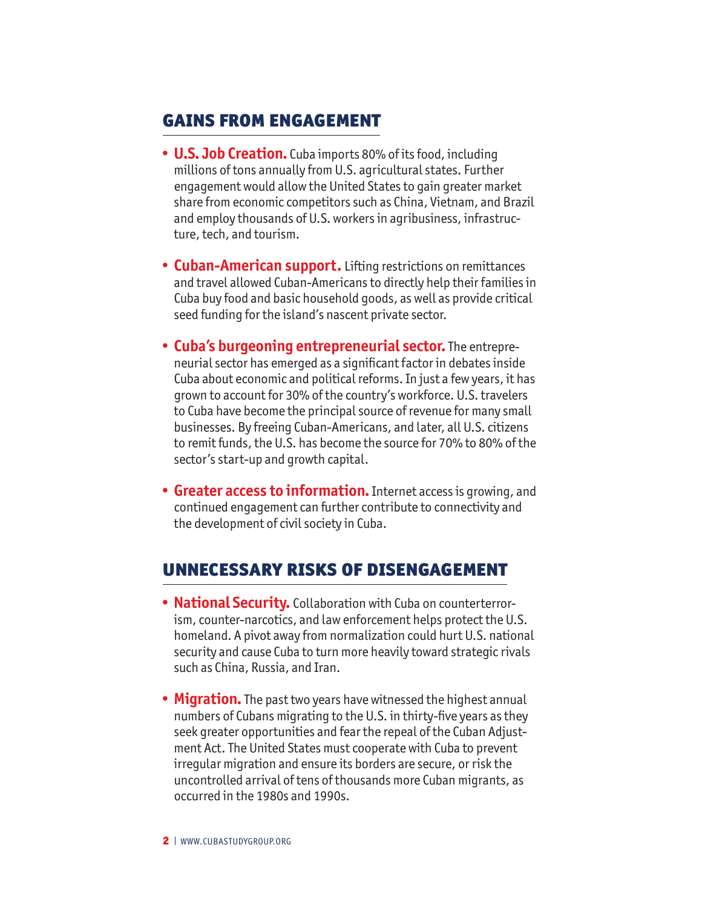## GAINS FROM ENGAGEMENT

- **U.S. Job Creation.** Cuba imports 80% of its food, including millions of tons annually from U.S. agricultural states. Further engagement would allow the United States to gain greater market share from economic competitors such as China, Vietnam, and Brazil and employ thousands of U.S. workers in agribusiness, infrastructure, tech, and tourism.

- **Cuban-American support.** Lifting restrictions on remittances and travel allowed Cuban-Americans to directly help their families in Cuba buy food and basic household goods, as well as provide critical seed funding for the island's nascent private sector.

- **Cuba's burgeoning entrepreneurial sector.** The entrepreneurial sector has emerged as a significant factor in debates inside Cuba about economic and political reforms. In just a few years, it has grown to account for 30% of the country's workforce. U.S. travelers to Cuba have become the principal source of revenue for many small businesses. By freeing Cuban-Americans, and later, all U.S. citizens to remit funds, the U.S. has become the source for 70% to 80% of the sector's start-up and growth capital.

- **Greater access to information.** Internet access is growing, and continued engagement can further contribute to connectivity and the development of civil society in Cuba.

## UNNECESSARY RISKS OF DISENGAGEMENT

- **National Security.** Collaboration with Cuba on counterterrorism, counter-narcotics, and law enforcement helps protect the U.S. homeland. A pivot away from normalization could hurt U.S. national security and cause Cuba to turn more heavily toward strategic rivals such as China, Russia, and Iran.

- **Migration.** The past two years have witnessed the highest annual numbers of Cubans migrating to the U.S. in thirty-five years as they seek greater opportunities and fear the repeal of the Cuban Adjustment Act. The United States must cooperate with Cuba to prevent irregular migration and ensure its borders are secure, or risk the uncontrolled arrival of tens of thousands more Cuban migrants, as occurred in the 1980s and 1990s.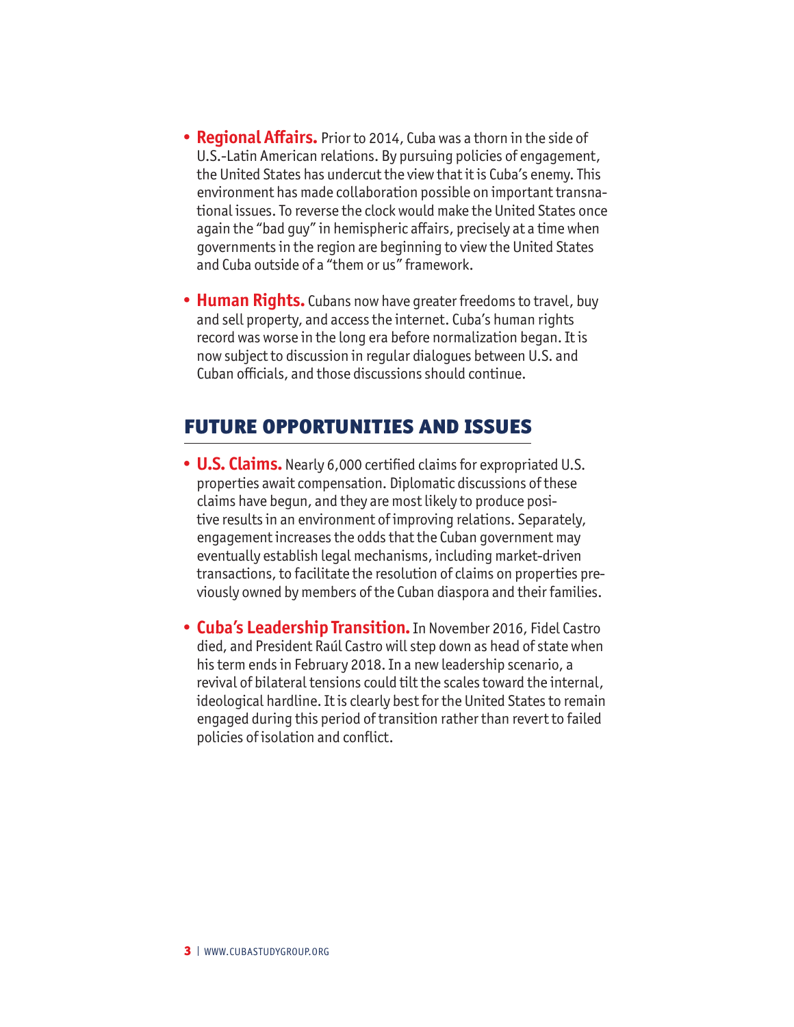- **Regional Affairs.** Prior to 2014, Cuba was a thorn in the side of U.S.-Latin American relations. By pursuing policies of engagement, the United States has undercut the view that it is Cuba's enemy. This environment has made collaboration possible on important transnational issues. To reverse the clock would make the United States once again the "bad guy" in hemispheric affairs, precisely at a time when governments in the region are beginning to view the United States and Cuba outside of a "them or us" framework.

- **Human Rights.** Cubans now have greater freedoms to travel, buy and sell property, and access the internet. Cuba's human rights record was worse in the long era before normalization began. It is now subject to discussion in regular dialogues between U.S. and Cuban officials, and those discussions should continue.

## FUTURE OPPORTUNITIES AND ISSUES

- **U.S. Claims.** Nearly 6,000 certified claims for expropriated U.S. properties await compensation. Diplomatic discussions of these claims have begun, and they are most likely to produce positive results in an environment of improving relations. Separately, engagement increases the odds that the Cuban government may eventually establish legal mechanisms, including market-driven transactions, to facilitate the resolution of claims on properties previously owned by members of the Cuban diaspora and their families.

- **Cuba's Leadership Transition.** In November 2016, Fidel Castro died, and President Raúl Castro will step down as head of state when his term ends in February 2018. In a new leadership scenario, a revival of bilateral tensions could tilt the scales toward the internal, ideological hardline. It is clearly best for the United States to remain engaged during this period of transition rather than revert to failed policies of isolation and conflict.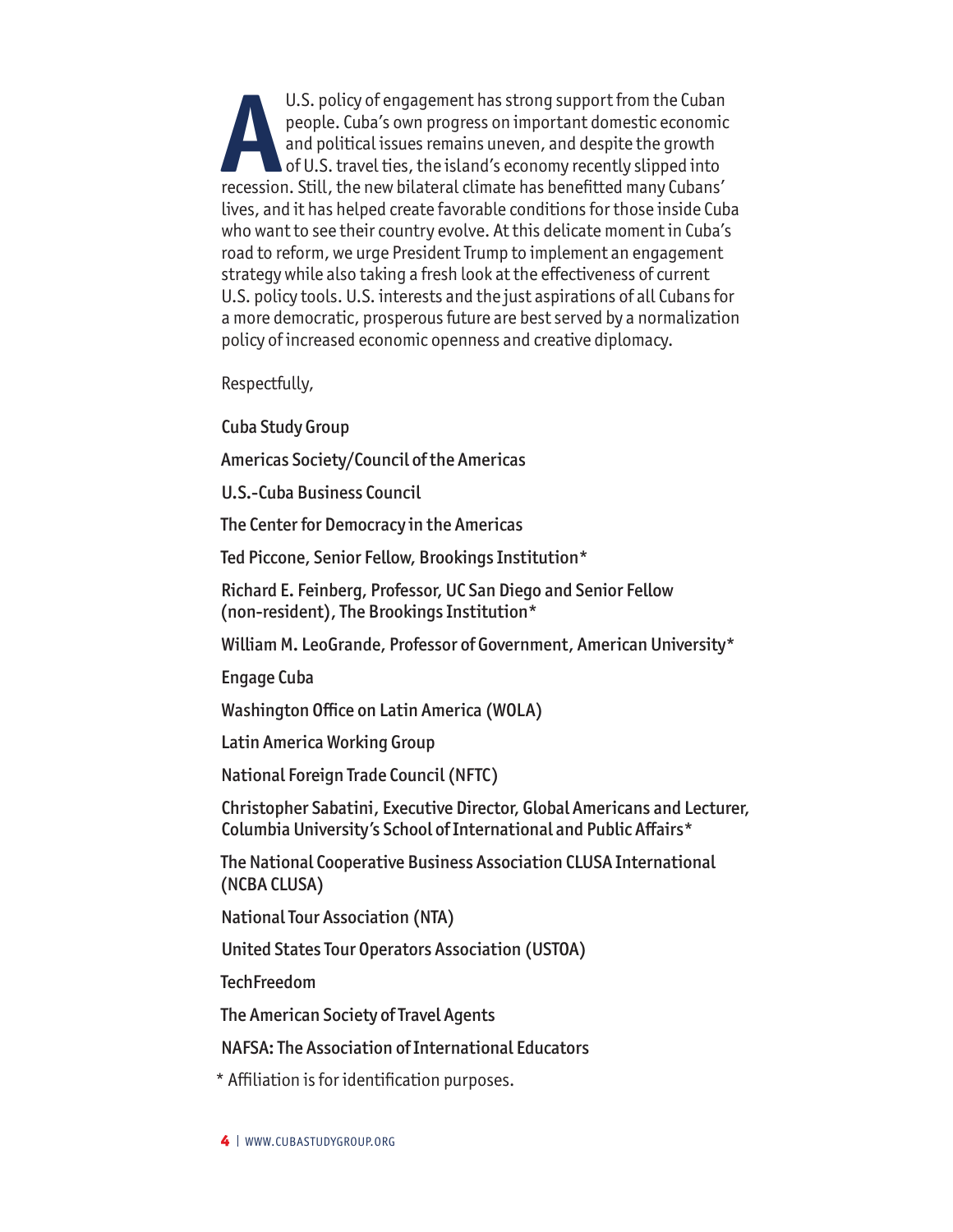A U.S. policy of engagement has strong support from the Cuban people. Cuba's own progress on important domestic economic and political issues remains uneven, and despite the growth of U.S. travel ties, the island's economy recently slipped into recession. Still, the new bilateral climate has benefitted many Cubans' lives, and it has helped create favorable conditions for those inside Cuba who want to see their country evolve. At this delicate moment in Cuba's road to reform, we urge President Trump to implement an engagement strategy while also taking a fresh look at the effectiveness of current U.S. policy tools. U.S. interests and the just aspirations of all Cubans for a more democratic, prosperous future are best served by a normalization policy of increased economic openness and creative diplomacy.

Respectfully,

Cuba Study Group

Americas Society/Council of the Americas

U.S.-Cuba Business Council

The Center for Democracy in the Americas

Ted Piccone, Senior Fellow, Brookings Institution*

Richard E. Feinberg, Professor, UC San Diego and Senior Fellow (non-resident), The Brookings Institution*

William M. LeoGrande, Professor of Government, American University*

Engage Cuba

Washington Office on Latin America (WOLA)

Latin America Working Group

National Foreign Trade Council (NFTC)

Christopher Sabatini, Executive Director, Global Americans and Lecturer, Columbia University's School of International and Public Affairs*

The National Cooperative Business Association CLUSA International (NCBA CLUSA)

National Tour Association (NTA)

United States Tour Operators Association (USTOA)

TechFreedom

The American Society of Travel Agents

NAFSA: The Association of International Educators

\* Affiliation is for identification purposes.